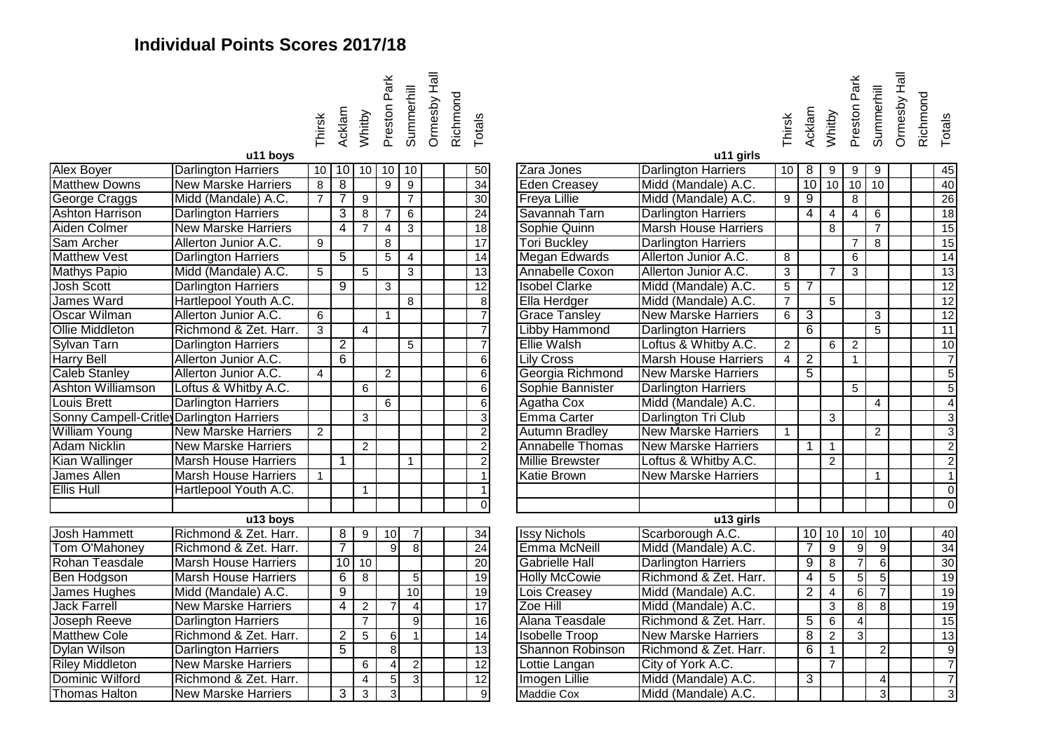# Individual Points Scores 2017/18

| u11 boys | | Thirsk | Acklam | Whitby | Preston Park | Summerhill | Ormesby Hall | Richmond | Totals |
|---|---|---|---|---|---|---|---|---|---|
| Alex Boyer | Darlington Harriers | 10 | 10 | 10 | 10 | 10 | | | 50 |
| Matthew Downs | New Marske Harriers | 8 | 8 | | 9 | 9 | | | 34 |
| George Craggs | Midd (Mandale) A.C. | 7 | 7 | 9 | | 7 | | | 30 |
| Ashton Harrison | Darlington Harriers | | 3 | 8 | 7 | 6 | | | 24 |
| Aiden Colmer | New Marske Harriers | | 4 | 7 | 4 | 3 | | | 18 |
| Sam Archer | Allerton Junior A.C. | 9 | | | 8 | | | | 17 |
| Matthew Vest | Darlington Harriers | | 5 | | 5 | 4 | | | 14 |
| Mathys Papio | Midd (Mandale) A.C. | 5 | | 5 | | 3 | | | 13 |
| Josh Scott | Darlington Harriers | | 9 | | 3 | | | | 12 |
| James Ward | Hartlepool Youth A.C. | | | | | 8 | | | 8 |
| Oscar Wilman | Allerton Junior A.C. | 6 | | | 1 | | | | 7 |
| Ollie Middleton | Richmond & Zet. Harr. | 3 | | 4 | | | | | 7 |
| Sylvan Tarn | Darlington Harriers | | 2 | | | 5 | | | 7 |
| Harry Bell | Allerton Junior A.C. | | 6 | | | | | | 6 |
| Caleb Stanley | Allerton Junior A.C. | 4 | | | 2 | | | | 6 |
| Ashton Williamson | Loftus & Whitby A.C. | | | 6 | | | | | 6 |
| Louis Brett | Darlington Harriers | | | | 6 | | | | 6 |
| Sonny Campell-Critley | Darlington Harriers | | | 3 | | | | | 3 |
| William Young | New Marske Harriers | 2 | | | | | | | 2 |
| Adam Nicklin | New Marske Harriers | | | 2 | | | | | 2 |
| Kian Wallinger | Marsh House Harriers | | 1 | | | 1 | | | 2 |
| James Allen | Marsh House Harriers | 1 | | | | | | | 1 |
| Ellis Hull | Hartlepool Youth A.C. | | | 1 | | | | | 1 |
| | | | | | | | | | 0 |

| u13 boys | | Thirsk | Acklam | Whitby | Preston Park | Summerhill | Ormesby Hall | Richmond | Totals |
|---|---|---|---|---|---|---|---|---|---|
| Josh Hammett | Richmond & Zet. Harr. | | 8 | 9 | 10 | 7 | | | 34 |
| Tom O'Mahoney | Richmond & Zet. Harr. | | 7 | | 9 | 8 | | | 24 |
| Rohan Teasdale | Marsh House Harriers | | 10 | 10 | | | | | 20 |
| Ben Hodgson | Marsh House Harriers | | 6 | 8 | | 5 | | | 19 |
| James Hughes | Midd (Mandale) A.C. | | 9 | | | 10 | | | 19 |
| Jack Farrell | New Marske Harriers | | 4 | 2 | 7 | 4 | | | 17 |
| Joseph Reeve | Darlington Harriers | | | 7 | | 9 | | | 16 |
| Matthew Cole | Richmond & Zet. Harr. | | 2 | 5 | 6 | 1 | | | 14 |
| Dylan Wilson | Darlington Harriers | | 5 | | 8 | | | | 13 |
| Riley Middleton | New Marske Harriers | | | 6 | 4 | 2 | | | 12 |
| Dominic Wilford | Richmond & Zet. Harr. | | | 4 | 5 | 3 | | | 12 |
| Thomas Halton | New Marske Harriers | | 3 | 3 | 3 | | | | 9 |

| u11 girls | | Thirsk | Acklam | Whitby | Preston Park | Summerhill | Ormesby Hall | Richmond | Totals |
|---|---|---|---|---|---|---|---|---|---|
| Zara Jones | Darlington Harriers | 10 | 8 | 9 | 9 | 9 | | | 45 |
| Eden Creasey | Midd (Mandale) A.C. | | 10 | 10 | 10 | 10 | | | 40 |
| Freya Lillie | Midd (Mandale) A.C. | 9 | 9 | | 8 | | | | 26 |
| Savannah Tarn | Darlington Harriers | | 4 | 4 | 4 | 6 | | | 18 |
| Sophie Quinn | Marsh House Harriers | | | 8 | | 7 | | | 15 |
| Tori Buckley | Darlington Harriers | | | | 7 | 8 | | | 15 |
| Megan Edwards | Allerton Junior A.C. | 8 | | | 6 | | | | 14 |
| Annabelle Coxon | Allerton Junior A.C. | 3 | | 7 | 3 | | | | 13 |
| Isobel Clarke | Midd (Mandale) A.C. | 5 | 7 | | | | | | 12 |
| Ella Herdger | Midd (Mandale) A.C. | 7 | | 5 | | | | | 12 |
| Grace Tansley | New Marske Harriers | 6 | 3 | | | 3 | | | 12 |
| Libby Hammond | Darlington Harriers | | 6 | | | 5 | | | 11 |
| Ellie Walsh | Loftus & Whitby A.C. | 2 | | 6 | 2 | | | | 10 |
| Lily Cross | Marsh House Harriers | 4 | 2 | | 1 | | | | 7 |
| Georgia Richmond | New Marske Harriers | | 5 | | | | | | 5 |
| Sophie Bannister | Darlington Harriers | | | | 5 | | | | 5 |
| Agatha Cox | Midd (Mandale) A.C. | | | | | 4 | | | 4 |
| Emma Carter | Darlington Tri Club | | | 3 | | | | | 3 |
| Autumn Bradley | New Marske Harriers | 1 | | | | 2 | | | 3 |
| Annabelle Thomas | New Marske Harriers | | 1 | 1 | | | | | 2 |
| Millie Brewster | Loftus & Whitby A.C. | | | 2 | | | | | 2 |
| Katie Brown | New Marske Harriers | | | | | 1 | | | 1 |
| | | | | | | | | | 0 |
| | | | | | | | | | 0 |

| u13 girls | | Thirsk | Acklam | Whitby | Preston Park | Summerhill | Ormesby Hall | Richmond | Totals |
|---|---|---|---|---|---|---|---|---|---|
| Issy Nichols | Scarborough A.C. | | 10 | 10 | 10 | 10 | | | 40 |
| Emma McNeill | Midd (Mandale) A.C. | | 7 | 9 | 9 | 9 | | | 34 |
| Gabrielle Hall | Darlington Harriers | | 9 | 8 | 7 | 6 | | | 30 |
| Holly McCowie | Richmond & Zet. Harr. | | 4 | 5 | 5 | 5 | | | 19 |
| Lois Creasey | Midd (Mandale) A.C. | | 2 | 4 | 6 | 7 | | | 19 |
| Zoe Hill | Midd (Mandale) A.C. | | | 3 | 8 | 8 | | | 19 |
| Alana Teasdale | Richmond & Zet. Harr. | | 5 | 6 | 4 | | | | 15 |
| Isobelle Troop | New Marske Harriers | | 8 | 2 | 3 | | | | 13 |
| Shannon Robinson | Richmond & Zet. Harr. | | 6 | 1 | | 2 | | | 9 |
| Lottie Langan | City of York A.C. | | | 7 | | | | | 7 |
| Imogen Lillie | Midd (Mandale) A.C. | | 3 | | | 4 | | | 7 |
| Maddie Cox | Midd (Mandale) A.C. | | | | | 3 | | | 3 |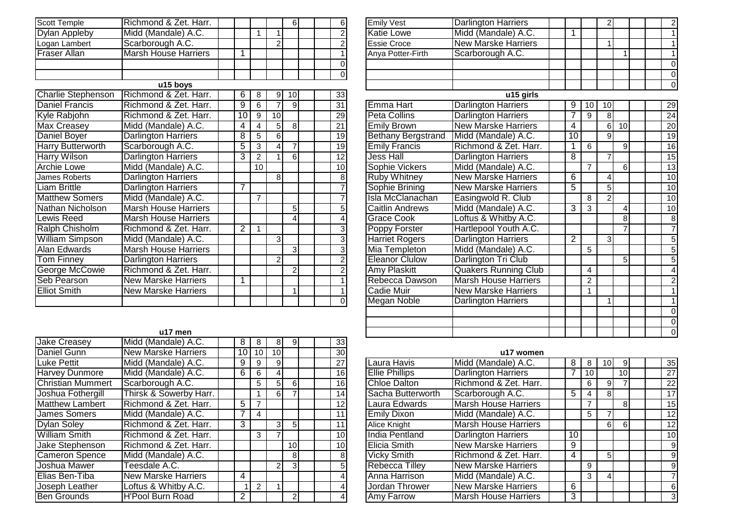| | | | | | | | | | |
|---|---|---|---|---|---|---|---|---|---|
| Scott Temple | Richmond & Zet. Harr. | | | | 6 | | | | 6 |
| Dylan Appleby | Midd (Mandale) A.C. | | | 1 | 1 | | | | 2 |
| Logan Lambert | Scarborough A.C. | | | | 2 | | | | 2 |
| Fraser Allan | Marsh House Harriers | | 1 | | | | | | 1 |
| | | | | | | | | | 0 |
| | | | | | | | | | 0 |

## u15 boys

| | | | | | | | | | |
|---|---|---|---|---|---|---|---|---|---|
| Charlie Stephenson | Richmond & Zet. Harr. | | 6 | 8 | 9 | 10 | | | 33 |
| Daniel Francis | Richmond & Zet. Harr. | | 9 | 6 | 7 | 9 | | | 31 |
| Kyle Rabjohn | Richmond & Zet. Harr. | | 10 | 9 | 10 | | | | 29 |
| Max Creasey | Midd (Mandale) A.C. | | 4 | 4 | 5 | 8 | | | 21 |
| Daniel Boyer | Darlington Harriers | | 8 | 5 | 6 | | | | 19 |
| Harry Butterworth | Scarborough A.C. | | 5 | 3 | 4 | 7 | | | 19 |
| Harry Wilson | Darlington Harriers | | 3 | 2 | 1 | 6 | | | 12 |
| Archie Lowe | Midd (Mandale) A.C. | | | 10 | | | | | 10 |
| James Roberts | Darlington Harriers | | | | 8 | | | | 8 |
| Liam Brittle | Darlington Harriers | | 7 | | | | | | 7 |
| Matthew Somers | Midd (Mandale) A.C. | | | 7 | | | | | 7 |
| Nathan Nicholson | Marsh House Harriers | | | | | 5 | | | 5 |
| Lewis Reed | Marsh House Harriers | | | | | 4 | | | 4 |
| Ralph Chisholm | Richmond & Zet. Harr. | | 2 | 1 | | | | | 3 |
| William Simpson | Midd (Mandale) A.C. | | | | 3 | | | | 3 |
| Alan Edwards | Marsh House Harriers | | | | | 3 | | | 3 |
| Tom Finney | Darlington Harriers | | | | 2 | | | | 2 |
| George McCowie | Richmond & Zet. Harr. | | | | | 2 | | | 2 |
| Seb Pearson | New Marske Harriers | | 1 | | | | | | 1 |
| Elliot Smith | New Marske Harriers | | | | | 1 | | | 1 |
| | | | | | | | | | 0 |

## u17 men

| | | | | | | | | | |
|---|---|---|---|---|---|---|---|---|---|
| Jake Creasey | Midd (Mandale) A.C. | | 8 | 8 | 8 | 9 | | | 33 |
| Daniel Gunn | New Marske Harriers | | 10 | 10 | 10 | | | | 30 |
| Luke Pettit | Midd (Mandale) A.C. | | 9 | 9 | 9 | | | | 27 |
| Harvey Dunmore | Midd (Mandale) A.C. | | 6 | 6 | 4 | | | | 16 |
| Christian Mummert | Scarborough A.C. | | | 5 | 5 | 6 | | | 16 |
| Joshua Fothergill | Thirsk & Sowerby Harr. | | | 1 | 6 | 7 | | | 14 |
| Matthew Lambert | Richmond & Zet. Harr. | | 5 | 7 | | | | | 12 |
| James Somers | Midd (Mandale) A.C. | | 7 | 4 | | | | | 11 |
| Dylan Soley | Richmond & Zet. Harr. | | 3 | | 3 | 5 | | | 11 |
| William Smith | Richmond & Zet. Harr. | | | 3 | 7 | | | | 10 |
| Jake Stephenson | Richmond & Zet. Harr. | | | | | 10 | | | 10 |
| Cameron Spence | Midd (Mandale) A.C. | | | | | 8 | | | 8 |
| Joshua Mawer | Teesdale A.C. | | | | 2 | 3 | | | 5 |
| Elias Ben-Tiba | New Marske Harriers | | 4 | | | | | | 4 |
| Joseph Leather | Loftus & Whitby A.C. | | 1 | 2 | 1 | | | | 4 |
| Ben Grounds | H'Pool Burn Road | | 2 | | | 2 | | | 4 |

| | | | | | | | | | |
|---|---|---|---|---|---|---|---|---|---|
| Emily Vest | Darlington Harriers | | | | 2 | | | | 2 |
| Katie Lowe | Midd (Mandale) A.C. | | 1 | | | | | | 1 |
| Essie Croce | New Marske Harriers | | | | 1 | | | | 1 |
| Anya Potter-Firth | Scarborough A.C. | | | | | 1 | | | 1 |
| | | | | | | | | | 0 |
| | | | | | | | | | 0 |
| | | | | | | | | | 0 |

## u15 girls

| | | | | | | | | | |
|---|---|---|---|---|---|---|---|---|---|
| Emma Hart | Darlington Harriers | | 9 | 10 | 10 | | | | 29 |
| Peta Collins | Darlington Harriers | | 7 | 9 | 8 | | | | 24 |
| Emily Brown | New Marske Harriers | | 4 | | 6 | 10 | | | 20 |
| Bethany Bergstrand | Midd (Mandale) A.C. | | 10 | | 9 | | | | 19 |
| Emily Francis | Richmond & Zet. Harr. | | 1 | 6 | | 9 | | | 16 |
| Jess Hall | Darlington Harriers | | 8 | | 7 | | | | 15 |
| Sophie Vickers | Midd (Mandale) A.C. | | | 7 | | 6 | | | 13 |
| Ruby Whitney | New Marske Harriers | | 6 | | 4 | | | | 10 |
| Sophie Brining | New Marske Harriers | | 5 | | 5 | | | | 10 |
| Isla McClanachan | Easingwold R. Club | | | 8 | 2 | | | | 10 |
| Caitlin Andrews | Midd (Mandale) A.C. | | 3 | 3 | | 4 | | | 10 |
| Grace Cook | Loftus & Whitby A.C. | | | | | 8 | | | 8 |
| Poppy Forster | Hartlepool Youth A.C. | | | | | 7 | | | 7 |
| Harriet Rogers | Darlington Harriers | | 2 | | 3 | | | | 5 |
| Mia Templeton | Midd (Mandale) A.C. | | | 5 | | | | | 5 |
| Eleanor Clulow | Darlington Tri Club | | | | | 5 | | | 5 |
| Amy Plaskitt | Quakers Running Club | | | 4 | | | | | 4 |
| Rebecca Dawson | Marsh House Harriers | | | 2 | | | | | 2 |
| Cadie Muir | New Marske Harriers | | | 1 | | | | | 1 |
| Megan Noble | Darlington Harriers | | | | 1 | | | | 1 |
| | | | | | | | | | 0 |
| | | | | | | | | | 0 |
| | | | | | | | | | 0 |

## u17 women

| | | | | | | | | | |
|---|---|---|---|---|---|---|---|---|---|
| Laura Havis | Midd (Mandale) A.C. | | 8 | 8 | 10 | 9 | | | 35 |
| Ellie Phillips | Darlington Harriers | | 7 | 10 | | 10 | | | 27 |
| Chloe Dalton | Richmond & Zet. Harr. | | | 6 | 9 | 7 | | | 22 |
| Sacha Butterworth | Scarborough A.C. | | 5 | 4 | 8 | | | | 17 |
| Laura Edwards | Marsh House Harriers | | | 7 | | 8 | | | 15 |
| Emily Dixon | Midd (Mandale) A.C. | | | 5 | 7 | | | | 12 |
| Alice Knight | Marsh House Harriers | | | | 6 | 6 | | | 12 |
| India Pentland | Darlington Harriers | | 10 | | | | | | 10 |
| Elicia Smith | New Marske Harriers | | 9 | | | | | | 9 |
| Vicky Smith | Richmond & Zet. Harr. | | 4 | | 5 | | | | 9 |
| Rebecca Tilley | New Marske Harriers | | | 9 | | | | | 9 |
| Anna Harrison | Midd (Mandale) A.C. | | | 3 | 4 | | | | 7 |
| Jordan Thrower | New Marske Harriers | | 6 | | | | | | 6 |
| Amy Farrow | Marsh House Harriers | | 3 | | | | | | 3 |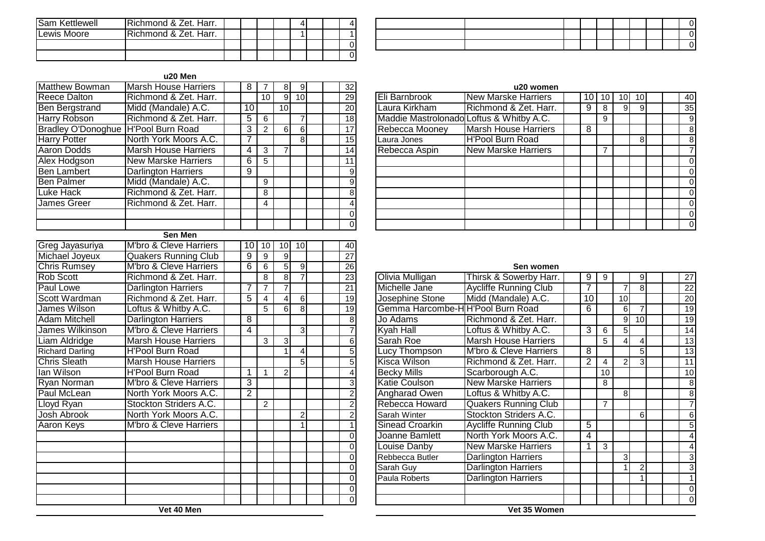| | | | | | | | | |
|---|---|---|---|---|---|---|---|---|
| Sam Kettlewell | Richmond & Zet. Harr. | | | | 4 | | | 4 |
| Lewis Moore | Richmond & Zet. Harr. | | | | 1 | | | 1 |
| | | | | | | | | 0 |
| | | | | | | | | 0 |

| | | | | | | | | |
|---|---|---|---|---|---|---|---|---|
| | | | | | | | | 0 |
| | | | | | | | | 0 |
| | | | | | | | | 0 |

## u20 Men

| | | | | | | | | |
|---|---|---|---|---|---|---|---|---|
| Matthew Bowman | Marsh House Harriers | 8 | 7 | 8 | 9 | | | 32 |
| Reece Dalton | Richmond & Zet. Harr. | | 10 | 9 | 10 | | | 29 |
| Ben Bergstrand | Midd (Mandale) A.C. | 10 | | 10 | | | | 20 |
| Harry Robson | Richmond & Zet. Harr. | 5 | 6 | | 7 | | | 18 |
| Bradley O'Donoghue | H'Pool Burn Road | 3 | 2 | 6 | 6 | | | 17 |
| Harry Potter | North York Moors A.C. | 7 | | | 8 | | | 15 |
| Aaron Dodds | Marsh House Harriers | 4 | 3 | 7 | | | | 14 |
| Alex Hodgson | New Marske Harriers | 6 | 5 | | | | | 11 |
| Ben Lambert | Darlington Harriers | 9 | | | | | | 9 |
| Ben Palmer | Midd (Mandale) A.C. | | 9 | | | | | 9 |
| Luke Hack | Richmond & Zet. Harr. | | 8 | | | | | 8 |
| James Greer | Richmond & Zet. Harr. | | 4 | | | | | 4 |
| | | | | | | | | 0 |
| | | | | | | | | 0 |

## u20 women

| | | | | | | | | |
|---|---|---|---|---|---|---|---|---|
| Eli Barnbrook | New Marske Harriers | 10 | 10 | 10 | 10 | | | 40 |
| Laura Kirkham | Richmond & Zet. Harr. | 9 | 8 | 9 | 9 | | | 35 |
| Maddie Mastrolonado | Loftus & Whitby A.C. | | 9 | | | | | 9 |
| Rebecca Mooney | Marsh House Harriers | 8 | | | | | | 8 |
| Laura Jones | H'Pool Burn Road | | | | 8 | | | 8 |
| Rebecca Aspin | New Marske Harriers | | 7 | | | | | 7 |
| | | | | | | | | 0 |
| | | | | | | | | 0 |
| | | | | | | | | 0 |
| | | | | | | | | 0 |
| | | | | | | | | 0 |
| | | | | | | | | 0 |
| | | | | | | | | 0 |
| | | | | | | | | 0 |

## Sen Men

| | | | | | | | | |
|---|---|---|---|---|---|---|---|---|
| Greg Jayasuriya | M'bro & Cleve Harriers | 10 | 10 | 10 | 10 | | | 40 |
| Michael Joyeux | Quakers Running Club | 9 | 9 | 9 | | | | 27 |
| Chris Rumsey | M'bro & Cleve Harriers | 6 | 6 | 5 | 9 | | | 26 |
| Rob Scott | Richmond & Zet. Harr. | | 8 | 8 | 7 | | | 23 |
| Paul Lowe | Darlington Harriers | 7 | 7 | 7 | | | | 21 |
| Scott Wardman | Richmond & Zet. Harr. | 5 | 4 | 4 | 6 | | | 19 |
| James Wilson | Loftus & Whitby A.C. | | 5 | 6 | 8 | | | 19 |
| Adam Mitchell | Darlington Harriers | 8 | | | | | | 8 |
| James Wilkinson | M'bro & Cleve Harriers | 4 | | | 3 | | | 7 |
| Liam Aldridge | Marsh House Harriers | | 3 | 3 | | | | 6 |
| Richard Darling | H'Pool Burn Road | | | 1 | 4 | | | 5 |
| Chris Sleath | Marsh House Harriers | | | | 5 | | | 5 |
| Ian Wilson | H'Pool Burn Road | 1 | 1 | 2 | | | | 4 |
| Ryan Norman | M'bro & Cleve Harriers | 3 | | | | | | 3 |
| Paul McLean | North York Moors A.C. | 2 | | | | | | 2 |
| Lloyd Ryan | Stockton Striders A.C. | | 2 | | | | | 2 |
| Josh Abrook | North York Moors A.C. | | | | 2 | | | 2 |
| Aaron Keys | M'bro & Cleve Harriers | | | | 1 | | | 1 |
| | | | | | | | | 0 |
| | | | | | | | | 0 |
| | | | | | | | | 0 |
| | | | | | | | | 0 |
| | | | | | | | | 0 |
| | | | | | | | | 0 |

## Sen women

| | | | | | | | | |
|---|---|---|---|---|---|---|---|---|
| Olivia Mulligan | Thirsk & Sowerby Harr. | 9 | 9 | | 9 | | | 27 |
| Michelle Jane | Aycliffe Running Club | 7 | | 7 | 8 | | | 22 |
| Josephine Stone | Midd (Mandale) A.C. | 10 | | 10 | | | | 20 |
| Gemma Harcombe-H | H'Pool Burn Road | 6 | | 6 | 7 | | | 19 |
| Jo Adams | Richmond & Zet. Harr. | | | 9 | 10 | | | 19 |
| Kyah Hall | Loftus & Whitby A.C. | 3 | 6 | 5 | | | | 14 |
| Sarah Roe | Marsh House Harriers | | 5 | 4 | 4 | | | 13 |
| Lucy Thompson | M'bro & Cleve Harriers | 8 | | | 5 | | | 13 |
| Kisca Wilson | Richmond & Zet. Harr. | 2 | 4 | 2 | 3 | | | 11 |
| Becky Mills | Scarborough A.C. | | 10 | | | | | 10 |
| Katie Coulson | New Marske Harriers | | 8 | | | | | 8 |
| Angharad Owen | Loftus & Whitby A.C. | | | 8 | | | | 8 |
| Rebecca Howard | Quakers Running Club | | 7 | | | | | 7 |
| Sarah Winter | Stockton Striders A.C. | | | | 6 | | | 6 |
| Sinead Croarkin | Aycliffe Running Club | 5 | | | | | | 5 |
| Joanne Bamlett | North York Moors A.C. | 4 | | | | | | 4 |
| Louise Danby | New Marske Harriers | 1 | 3 | | | | | 4 |
| Rebbecca Butler | Darlington Harriers | | | 3 | | | | 3 |
| Sarah Guy | Darlington Harriers | | | 1 | 2 | | | 3 |
| Paula Roberts | Darlington Harriers | | | | 1 | | | 1 |
| | | | | | | | | 0 |
| | | | | | | | | 0 |

## Vet 40 Men

## Vet 35 Women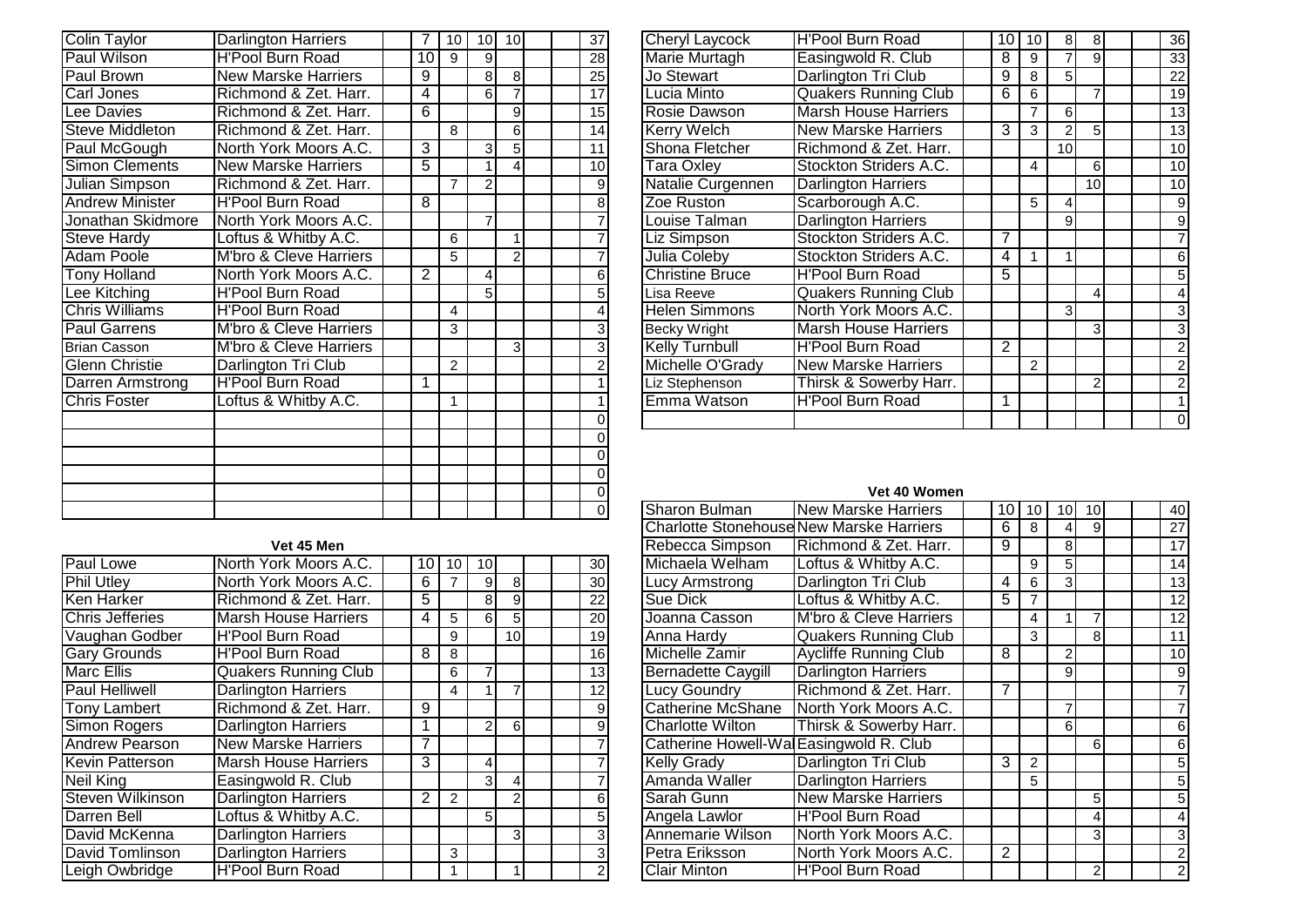| Name | Club | | | | | | | Total |
|---|---|---|---|---|---|---|---|---|
| Colin Taylor | Darlington Harriers | 7 | 10 | 10 | 10 | | | 37 |
| Paul Wilson | H'Pool Burn Road | 10 | 9 | 9 | | | | 28 |
| Paul Brown | New Marske Harriers | 9 | | 8 | 8 | | | 25 |
| Carl Jones | Richmond & Zet. Harr. | 4 | | 6 | 7 | | | 17 |
| Lee Davies | Richmond & Zet. Harr. | 6 | | | 9 | | | 15 |
| Steve Middleton | Richmond & Zet. Harr. | | 8 | | 6 | | | 14 |
| Paul McGough | North York Moors A.C. | 3 | | 3 | 5 | | | 11 |
| Simon Clements | New Marske Harriers | 5 | | 1 | 4 | | | 10 |
| Julian Simpson | Richmond & Zet. Harr. | | 7 | 2 | | | | 9 |
| Andrew Minister | H'Pool Burn Road | 8 | | | | | | 8 |
| Jonathan Skidmore | North York Moors A.C. | | | 7 | | | | 7 |
| Steve Hardy | Loftus & Whitby A.C. | | 6 | | 1 | | | 7 |
| Adam Poole | M'bro & Cleve Harriers | | 5 | | 2 | | | 7 |
| Tony Holland | North York Moors A.C. | 2 | | 4 | | | | 6 |
| Lee Kitching | H'Pool Burn Road | | | 5 | | | | 5 |
| Chris Williams | H'Pool Burn Road | | 4 | | | | | 4 |
| Paul Garrens | M'bro & Cleve Harriers | | 3 | | | | | 3 |
| Brian Casson | M'bro & Cleve Harriers | | | | 3 | | | 3 |
| Glenn Christie | Darlington Tri Club | | 2 | | | | | 2 |
| Darren Armstrong | H'Pool Burn Road | 1 | | | | | | 1 |
| Chris Foster | Loftus & Whitby A.C. | | 1 | | | | | 1 |
| | | | | | | | | 0 |
| | | | | | | | | 0 |
| | | | | | | | | 0 |
| | | | | | | | | 0 |
| | | | | | | | | 0 |
| | | | | | | | | 0 |

### Vet 45 Men

| Name | Club | | | | | | | Total |
|---|---|---|---|---|---|---|---|---|
| Paul Lowe | North York Moors A.C. | 10 | 10 | 10 | | | | 30 |
| Phil Utley | North York Moors A.C. | 6 | 7 | 9 | 8 | | | 30 |
| Ken Harker | Richmond & Zet. Harr. | 5 | | 8 | 9 | | | 22 |
| Chris Jefferies | Marsh House Harriers | 4 | 5 | 6 | 5 | | | 20 |
| Vaughan Godber | H'Pool Burn Road | | 9 | | 10 | | | 19 |
| Gary Grounds | H'Pool Burn Road | 8 | 8 | | | | | 16 |
| Marc Ellis | Quakers Running Club | | 6 | 7 | | | | 13 |
| Paul Helliwell | Darlington Harriers | | 4 | 1 | 7 | | | 12 |
| Tony Lambert | Richmond & Zet. Harr. | 9 | | | | | | 9 |
| Simon Rogers | Darlington Harriers | 1 | | 2 | 6 | | | 9 |
| Andrew Pearson | New Marske Harriers | 7 | | | | | | 7 |
| Kevin Patterson | Marsh House Harriers | 3 | | 4 | | | | 7 |
| Neil King | Easingwold R. Club | | | 3 | 4 | | | 7 |
| Steven Wilkinson | Darlington Harriers | 2 | 2 | | 2 | | | 6 |
| Darren Bell | Loftus & Whitby A.C. | | | 5 | | | | 5 |
| David McKenna | Darlington Harriers | | | | 3 | | | 3 |
| David Tomlinson | Darlington Harriers | | 3 | | | | | 3 |
| Leigh Owbridge | H'Pool Burn Road | | 1 | | 1 | | | 2 |

| Name | Club | | | | | | | Total |
|---|---|---|---|---|---|---|---|---|
| Cheryl Laycock | H'Pool Burn Road | 10 | 10 | 8 | 8 | | | 36 |
| Marie Murtagh | Easingwold R. Club | 8 | 9 | 7 | 9 | | | 33 |
| Jo Stewart | Darlington Tri Club | 9 | 8 | 5 | | | | 22 |
| Lucia Minto | Quakers Running Club | 6 | 6 | | 7 | | | 19 |
| Rosie Dawson | Marsh House Harriers | | 7 | 6 | | | | 13 |
| Kerry Welch | New Marske Harriers | 3 | 3 | 2 | 5 | | | 13 |
| Shona Fletcher | Richmond & Zet. Harr. | | | 10 | | | | 10 |
| Tara Oxley | Stockton Striders A.C. | | 4 | | 6 | | | 10 |
| Natalie Curgennen | Darlington Harriers | | | | 10 | | | 10 |
| Zoe Ruston | Scarborough A.C. | | 5 | 4 | | | | 9 |
| Louise Talman | Darlington Harriers | | | 9 | | | | 9 |
| Liz Simpson | Stockton Striders A.C. | 7 | | | | | | 7 |
| Julia Coleby | Stockton Striders A.C. | 4 | 1 | 1 | | | | 6 |
| Christine Bruce | H'Pool Burn Road | 5 | | | | | | 5 |
| Lisa Reeve | Quakers Running Club | | | | 4 | | | 4 |
| Helen Simmons | North York Moors A.C. | | | 3 | | | | 3 |
| Becky Wright | Marsh House Harriers | | | | 3 | | | 3 |
| Kelly Turnbull | H'Pool Burn Road | 2 | | | | | | 2 |
| Michelle O'Grady | New Marske Harriers | | 2 | | | | | 2 |
| Liz Stephenson | Thirsk & Sowerby Harr. | | | | 2 | | | 2 |
| Emma Watson | H'Pool Burn Road | 1 | | | | | | 1 |
| | | | | | | | | 0 |

### Vet 40 Women

| Name | Club | | | | | | | Total |
|---|---|---|---|---|---|---|---|---|
| Sharon Bulman | New Marske Harriers | 10 | 10 | 10 | 10 | | | 40 |
| Charlotte Stonehouse | New Marske Harriers | 6 | 8 | 4 | 9 | | | 27 |
| Rebecca Simpson | Richmond & Zet. Harr. | 9 | | 8 | | | | 17 |
| Michaela Welham | Loftus & Whitby A.C. | | 9 | 5 | | | | 14 |
| Lucy Armstrong | Darlington Tri Club | 4 | 6 | 3 | | | | 13 |
| Sue Dick | Loftus & Whitby A.C. | 5 | 7 | | | | | 12 |
| Joanna Casson | M'bro & Cleve Harriers | | 4 | 1 | 7 | | | 12 |
| Anna Hardy | Quakers Running Club | | 3 | | 8 | | | 11 |
| Michelle Zamir | Aycliffe Running Club | 8 | | 2 | | | | 10 |
| Bernadette Caygill | Darlington Harriers | | | 9 | | | | 9 |
| Lucy Goundry | Richmond & Zet. Harr. | 7 | | | | | | 7 |
| Catherine McShane | North York Moors A.C. | | | 7 | | | | 7 |
| Charlotte Wilton | Thirsk & Sowerby Harr. | | | 6 | | | | 6 |
| Catherine Howell-Wal | Easingwold R. Club | | | | 6 | | | 6 |
| Kelly Grady | Darlington Tri Club | 3 | 2 | | | | | 5 |
| Amanda Waller | Darlington Harriers | | 5 | | | | | 5 |
| Sarah Gunn | New Marske Harriers | | | | 5 | | | 5 |
| Angela Lawlor | H'Pool Burn Road | | | | 4 | | | 4 |
| Annemarie Wilson | North York Moors A.C. | | | | 3 | | | 3 |
| Petra Eriksson | North York Moors A.C. | 2 | | | | | | 2 |
| Clair Minton | H'Pool Burn Road | | | | 2 | | | 2 |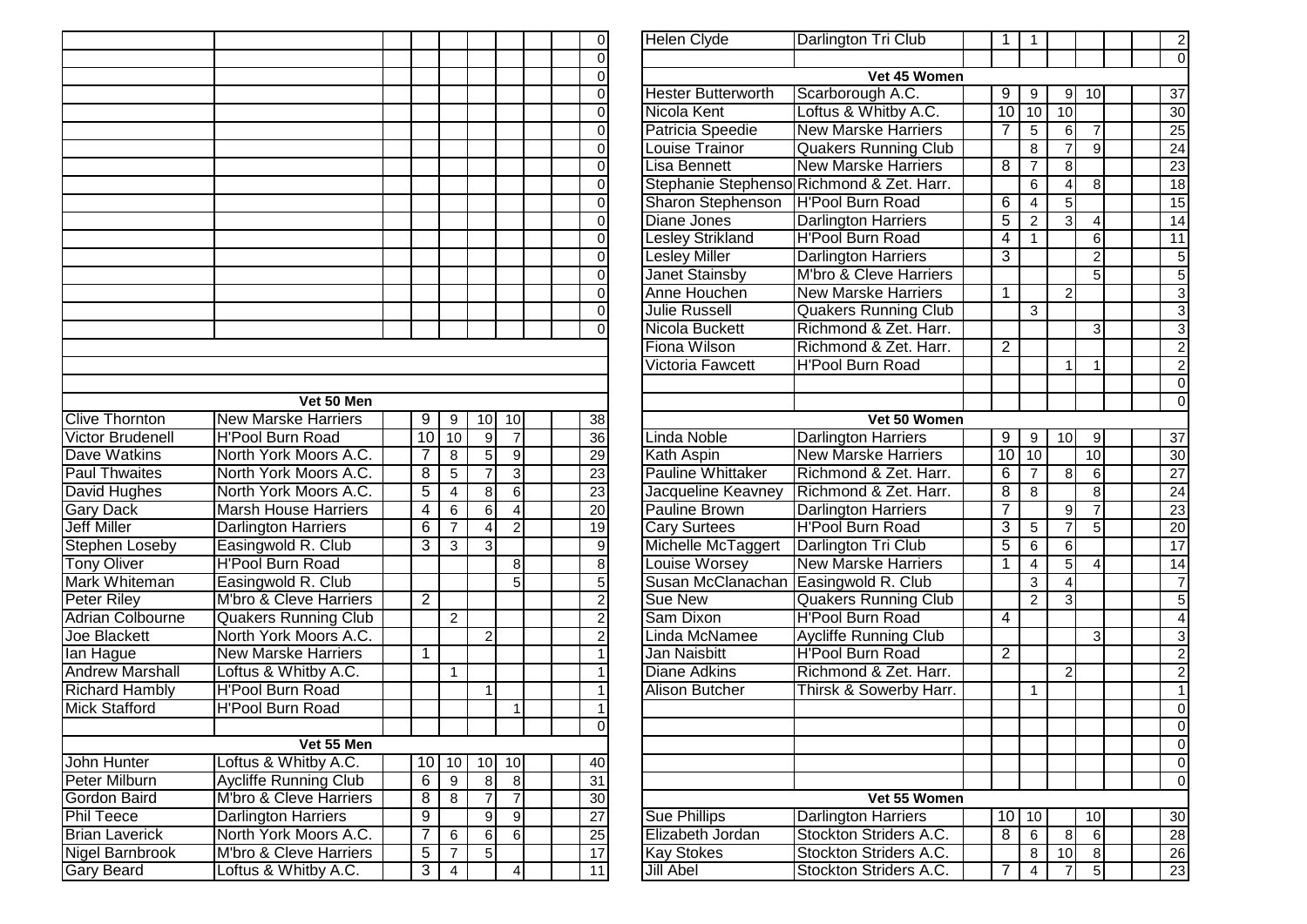| | | | | | | | | | |
|---|---|---|---|---|---|---|---|---|---|
| | | | | | | | | | 0 |
| | | | | | | | | | 0 |
| | | | | | | | | | 0 |
| | | | | | | | | | 0 |
| | | | | | | | | | 0 |
| | | | | | | | | | 0 |
| | | | | | | | | | 0 |
| | | | | | | | | | 0 |
| | | | | | | | | | 0 |
| | | | | | | | | | 0 |
| | | | | | | | | | 0 |
| | | | | | | | | | 0 |
| | | | | | | | | | 0 |
| | | | | | | | | | 0 |
| | | | | | | | | | 0 |
| | | | | | | | | | 0 |

| Vet 50 Men | | | | | | | | | |
|---|---|---|---|---|---|---|---|---|---|
| Clive Thornton | New Marske Harriers | | 9 | 9 | 10 | 10 | | | 38 |
| Victor Brudenell | H'Pool Burn Road | | 10 | 10 | 9 | 7 | | | 36 |
| Dave Watkins | North York Moors A.C. | | 7 | 8 | 5 | 9 | | | 29 |
| Paul Thwaites | North York Moors A.C. | | 8 | 5 | 7 | 3 | | | 23 |
| David Hughes | North York Moors A.C. | | 5 | 4 | 8 | 6 | | | 23 |
| Gary Dack | Marsh House Harriers | | 4 | 6 | 6 | 4 | | | 20 |
| Jeff Miller | Darlington Harriers | | 6 | 7 | 4 | 2 | | | 19 |
| Stephen Loseby | Easingwold R. Club | | 3 | 3 | 3 | | | | 9 |
| Tony Oliver | H'Pool Burn Road | | | | | 8 | | | 8 |
| Mark Whiteman | Easingwold R. Club | | | | | 5 | | | 5 |
| Peter Riley | M'bro & Cleve Harriers | | 2 | | | | | | 2 |
| Adrian Colbourne | Quakers Running Club | | | 2 | | | | | 2 |
| Joe Blackett | North York Moors A.C. | | | | 2 | | | | 2 |
| Ian Hague | New Marske Harriers | | 1 | | | | | | 1 |
| Andrew Marshall | Loftus & Whitby A.C. | | | 1 | | | | | 1 |
| Richard Hambly | H'Pool Burn Road | | | | 1 | | | | 1 |
| Mick Stafford | H'Pool Burn Road | | | | | 1 | | | 1 |
| | | | | | | | | | 0 |

| Vet 55 Men | | | | | | | | | |
|---|---|---|---|---|---|---|---|---|---|
| John Hunter | Loftus & Whitby A.C. | | 10 | 10 | 10 | 10 | | | 40 |
| Peter Milburn | Aycliffe Running Club | | 6 | 9 | 8 | 8 | | | 31 |
| Gordon Baird | M'bro & Cleve Harriers | | 8 | 8 | 7 | 7 | | | 30 |
| Phil Teece | Darlington Harriers | | 9 | | 9 | 9 | | | 27 |
| Brian Laverick | North York Moors A.C. | | 7 | 6 | 6 | 6 | | | 25 |
| Nigel Barnbrook | M'bro & Cleve Harriers | | 5 | 7 | 5 | | | | 17 |
| Gary Beard | Loftus & Whitby A.C. | | 3 | 4 | | 4 | | | 11 |

| | | | | | | | | | |
|---|---|---|---|---|---|---|---|---|---|
| Helen Clyde | Darlington Tri Club | | 1 | 1 | | | | | 2 |
| | | | | | | | | | 0 |

| Vet 45 Women | | | | | | | | | |
|---|---|---|---|---|---|---|---|---|---|
| Hester Butterworth | Scarborough A.C. | | 9 | 9 | 9 | 10 | | | 37 |
| Nicola Kent | Loftus & Whitby A.C. | | 10 | 10 | 10 | | | | 30 |
| Patricia Speedie | New Marske Harriers | | 7 | 5 | 6 | 7 | | | 25 |
| Louise Trainor | Quakers Running Club | | | 8 | 7 | 9 | | | 24 |
| Lisa Bennett | New Marske Harriers | | 8 | 7 | 8 | | | | 23 |
| Stephanie Stephenso | Richmond & Zet. Harr. | | | 6 | 4 | 8 | | | 18 |
| Sharon Stephenson | H'Pool Burn Road | | 6 | 4 | 5 | | | | 15 |
| Diane Jones | Darlington Harriers | | 5 | 2 | 3 | 4 | | | 14 |
| Lesley Strikland | H'Pool Burn Road | | 4 | 1 | | 6 | | | 11 |
| Lesley Miller | Darlington Harriers | | 3 | | | 2 | | | 5 |
| Janet Stainsby | M'bro & Cleve Harriers | | | | | 5 | | | 5 |
| Anne Houchen | New Marske Harriers | | 1 | | 2 | | | | 3 |
| Julie Russell | Quakers Running Club | | | 3 | | | | | 3 |
| Nicola Buckett | Richmond & Zet. Harr. | | | | | 3 | | | 3 |
| Fiona Wilson | Richmond & Zet. Harr. | | 2 | | | | | | 2 |
| Victoria Fawcett | H'Pool Burn Road | | | | 1 | 1 | | | 2 |
| | | | | | | | | | 0 |
| | | | | | | | | | 0 |

| Vet 50 Women | | | | | | | | | |
|---|---|---|---|---|---|---|---|---|---|
| Linda Noble | Darlington Harriers | | 9 | 9 | 10 | 9 | | | 37 |
| Kath Aspin | New Marske Harriers | | 10 | 10 | | 10 | | | 30 |
| Pauline Whittaker | Richmond & Zet. Harr. | | 6 | 7 | 8 | 6 | | | 27 |
| Jacqueline Keavney | Richmond & Zet. Harr. | | 8 | 8 | | 8 | | | 24 |
| Pauline Brown | Darlington Harriers | | 7 | | 9 | 7 | | | 23 |
| Cary Surtees | H'Pool Burn Road | | 3 | 5 | 7 | 5 | | | 20 |
| Michelle McTaggert | Darlington Tri Club | | 5 | 6 | 6 | | | | 17 |
| Louise Worsey | New Marske Harriers | | 1 | 4 | 5 | 4 | | | 14 |
| Susan McClanachan | Easingwold R. Club | | | 3 | 4 | | | | 7 |
| Sue New | Quakers Running Club | | | 2 | 3 | | | | 5 |
| Sam Dixon | H'Pool Burn Road | | 4 | | | | | | 4 |
| Linda McNamee | Aycliffe Running Club | | | | | 3 | | | 3 |
| Jan Naisbitt | H'Pool Burn Road | | 2 | | | | | | 2 |
| Diane Adkins | Richmond & Zet. Harr. | | | | 2 | | | | 2 |
| Alison Butcher | Thirsk & Sowerby Harr. | | | 1 | | | | | 1 |
| | | | | | | | | | 0 |
| | | | | | | | | | 0 |
| | | | | | | | | | 0 |
| | | | | | | | | | 0 |
| | | | | | | | | | 0 |

| Vet 55 Women | | | | | | | | | |
|---|---|---|---|---|---|---|---|---|---|
| Sue Phillips | Darlington Harriers | | 10 | 10 | | 10 | | | 30 |
| Elizabeth Jordan | Stockton Striders A.C. | | 8 | 6 | 8 | 6 | | | 28 |
| Kay Stokes | Stockton Striders A.C. | | | 8 | 10 | 8 | | | 26 |
| Jill Abel | Stockton Striders A.C. | | 7 | 4 | 7 | 5 | | | 23 |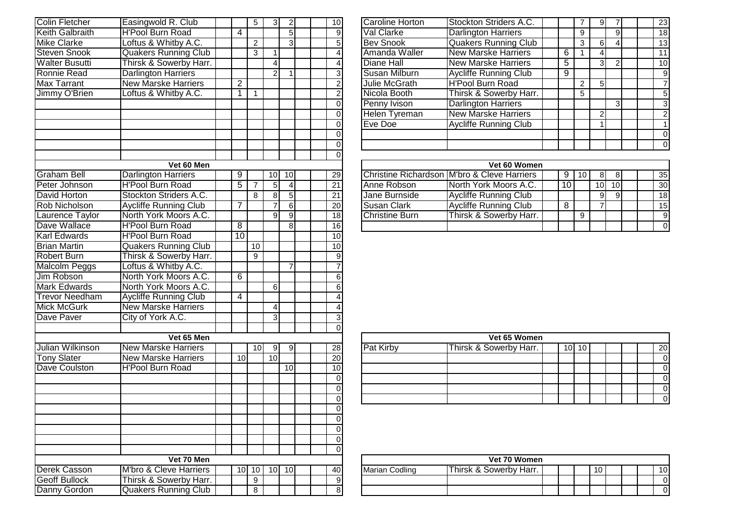| | | | | | | | | | |
|---|---|---|---|---|---|---|---|---|---|
| Colin Fletcher | Easingwold R. Club | | | 5 | 3 | 2 | | | 10 |
| Keith Galbraith | H'Pool Burn Road | | 4 | | | 5 | | | 9 |
| Mike Clarke | Loftus & Whitby A.C. | | | 2 | | 3 | | | 5 |
| Steven Snook | Quakers Running Club | | | 3 | 1 | | | | 4 |
| Walter Busutti | Thirsk & Sowerby Harr. | | | | 4 | | | | 4 |
| Ronnie Read | Darlington Harriers | | | | 2 | 1 | | | 3 |
| Max Tarrant | New Marske Harriers | | 2 | | | | | | 2 |
| Jimmy O'Brien | Loftus & Whitby A.C. | | 1 | 1 | | | | | 2 |
| | | | | | | | | | 0 |
| | | | | | | | | | 0 |
| | | | | | | | | | 0 |
| | | | | | | | | | 0 |
| | | | | | | | | | 0 |
| | | | | | | | | | 0 |

| Vet 60 Men | | | | | | | | | |
|---|---|---|---|---|---|---|---|---|---|
| Graham Bell | Darlington Harriers | | 9 | | 10 | 10 | | | 29 |
| Peter Johnson | H'Pool Burn Road | | 5 | 7 | 5 | 4 | | | 21 |
| David Horton | Stockton Striders A.C. | | | 8 | 8 | 5 | | | 21 |
| Rob Nicholson | Aycliffe Running Club | | 7 | | 7 | 6 | | | 20 |
| Laurence Taylor | North York Moors A.C. | | | | 9 | 9 | | | 18 |
| Dave Wallace | H'Pool Burn Road | | 8 | | | 8 | | | 16 |
| Karl Edwards | H'Pool Burn Road | | 10 | | | | | | 10 |
| Brian Martin | Quakers Running Club | | | 10 | | | | | 10 |
| Robert Burn | Thirsk & Sowerby Harr. | | | 9 | | | | | 9 |
| Malcolm Peggs | Loftus & Whitby A.C. | | | | | 7 | | | 7 |
| Jim Robson | North York Moors A.C. | | 6 | | | | | | 6 |
| Mark Edwards | North York Moors A.C. | | | | 6 | | | | 6 |
| Trevor Needham | Aycliffe Running Club | | 4 | | | | | | 4 |
| Mick McGurk | New Marske Harriers | | | | 4 | | | | 4 |
| Dave Paver | City of York A.C. | | | | 3 | | | | 3 |
| | | | | | | | | | 0 |

| Vet 65 Men | | | | | | | | | |
|---|---|---|---|---|---|---|---|---|---|
| Julian Wilkinson | New Marske Harriers | | | 10 | 9 | 9 | | | 28 |
| Tony Slater | New Marske Harriers | | 10 | | 10 | | | | 20 |
| Dave Coulston | H'Pool Burn Road | | | | | 10 | | | 10 |
| | | | | | | | | | 0 |
| | | | | | | | | | 0 |
| | | | | | | | | | 0 |
| | | | | | | | | | 0 |
| | | | | | | | | | 0 |
| | | | | | | | | | 0 |
| | | | | | | | | | 0 |
| | | | | | | | | | 0 |

| Vet 70 Men | | | | | | | | | |
|---|---|---|---|---|---|---|---|---|---|
| Derek Casson | M'bro & Cleve Harriers | | 10 | 10 | 10 | 10 | | | 40 |
| Geoff Bullock | Thirsk & Sowerby Harr. | | | 9 | | | | | 9 |
| Danny Gordon | Quakers Running Club | | | 8 | | | | | 8 |

| | | | | | | | | | |
|---|---|---|---|---|---|---|---|---|---|
| Caroline Horton | Stockton Striders A.C. | | | 7 | 9 | 7 | | | 23 |
| Val Clarke | Darlington Harriers | | | 9 | | 9 | | | 18 |
| Bev Snook | Quakers Running Club | | | 3 | 6 | 4 | | | 13 |
| Amanda Waller | New Marske Harriers | | 6 | 1 | 4 | | | | 11 |
| Diane Hall | New Marske Harriers | | 5 | | 3 | 2 | | | 10 |
| Susan Milburn | Aycliffe Running Club | | 9 | | | | | | 9 |
| Julie McGrath | H'Pool Burn Road | | | 2 | 5 | | | | 7 |
| Nicola Booth | Thirsk & Sowerby Harr. | | | 5 | | | | | 5 |
| Penny Ivison | Darlington Harriers | | | | | 3 | | | 3 |
| Helen Tyreman | New Marske Harriers | | | | 2 | | | | 2 |
| Eve Doe | Aycliffe Running Club | | | | 1 | | | | 1 |
| | | | | | | | | | 0 |
| | | | | | | | | | 0 |

| Vet 60 Women | | | | | | | | | |
|---|---|---|---|---|---|---|---|---|---|
| Christine Richardson | M'bro & Cleve Harriers | | 9 | 10 | 8 | 8 | | | 35 |
| Anne Robson | North York Moors A.C. | | 10 | | 10 | 10 | | | 30 |
| Jane Burnside | Aycliffe Running Club | | | | 9 | 9 | | | 18 |
| Susan Clark | Aycliffe Running Club | | 8 | | 7 | | | | 15 |
| Christine Burn | Thirsk & Sowerby Harr. | | | 9 | | | | | 9 |
| | | | | | | | | | 0 |

| Vet 65 Women | | | | | | | | | |
|---|---|---|---|---|---|---|---|---|---|
| Pat Kirby | Thirsk & Sowerby Harr. | | 10 | 10 | | | | | 20 |
| | | | | | | | | | 0 |
| | | | | | | | | | 0 |
| | | | | | | | | | 0 |
| | | | | | | | | | 0 |
| | | | | | | | | | 0 |

| Vet 70 Women | | | | | | | | | |
|---|---|---|---|---|---|---|---|---|---|
| Marian Codling | Thirsk & Sowerby Harr. | | | | 10 | | | | 10 |
| | | | | | | | | | 0 |
| | | | | | | | | | 0 |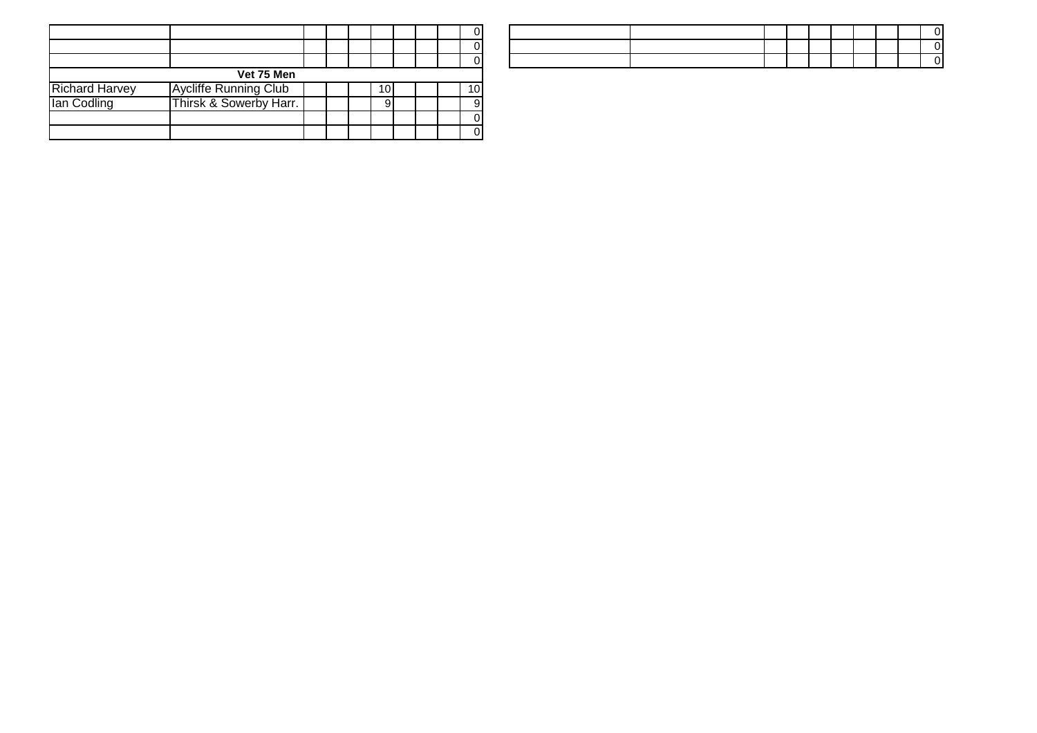| | | | | | | | | | |
|---|---|---|---|---|---|---|---|---|---|
| | | | | | | | | | 0 |
| | | | | | | | | | 0 |
| | | | | | | | | | 0 |
| **Vet 75 Men** | | | | | | | | | |
| Richard Harvey | Aycliffe Running Club | | | | 10 | | | | 10 |
| Ian Codling | Thirsk & Sowerby Harr. | | | | 9 | | | | 9 |
| | | | | | | | | | 0 |
| | | | | | | | | | 0 |

| | | | | | | | | | |
|---|---|---|---|---|---|---|---|---|---|
| | | | | | | | | | 0 |
| | | | | | | | | | 0 |
| | | | | | | | | | 0 |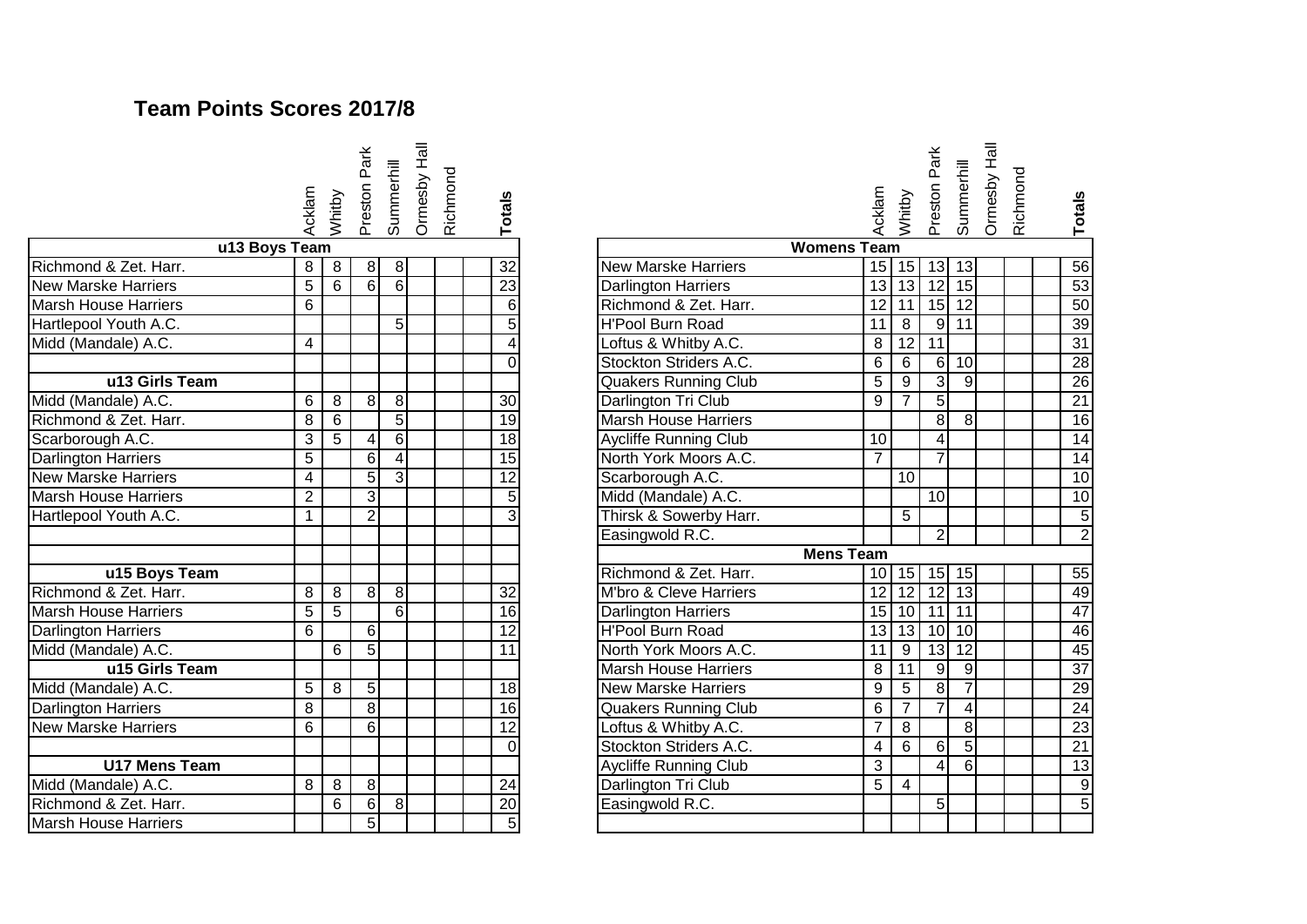# Team Points Scores 2017/8

| | Acklam | Whitby | Preston Park | Summerhill | Ormesby Hall | Richmond | | Totals |
|---|---|---|---|---|---|---|---|---|
| **u13 Boys Team** | | | | | | | | |
| Richmond & Zet. Harr. | 8 | 8 | 8 | 8 | | | | 32 |
| New Marske Harriers | 5 | 6 | 6 | 6 | | | | 23 |
| Marsh House Harriers | 6 | | | | | | | 6 |
| Hartlepool Youth A.C. | | | | 5 | | | | 5 |
| Midd (Mandale) A.C. | 4 | | | | | | | 4 |
| | | | | | | | | 0 |
| **u13 Girls Team** | | | | | | | | |
| Midd (Mandale) A.C. | 6 | 8 | 8 | 8 | | | | 30 |
| Richmond & Zet. Harr. | 8 | 6 | | 5 | | | | 19 |
| Scarborough A.C. | 3 | 5 | 4 | 6 | | | | 18 |
| Darlington Harriers | 5 | | 6 | 4 | | | | 15 |
| New Marske Harriers | 4 | | 5 | 3 | | | | 12 |
| Marsh House Harriers | 2 | | 3 | | | | | 5 |
| Hartlepool Youth A.C. | 1 | | 2 | | | | | 3 |
| | | | | | | | | |
| | | | | | | | | |
| **u15 Boys Team** | | | | | | | | |
| Richmond & Zet. Harr. | 8 | 8 | 8 | 8 | | | | 32 |
| Marsh House Harriers | 5 | 5 | | 6 | | | | 16 |
| Darlington Harriers | 6 | | 6 | | | | | 12 |
| Midd (Mandale) A.C. | | 6 | 5 | | | | | 11 |
| **u15 Girls Team** | | | | | | | | |
| Midd (Mandale) A.C. | 5 | 8 | 5 | | | | | 18 |
| Darlington Harriers | 8 | | 8 | | | | | 16 |
| New Marske Harriers | 6 | | 6 | | | | | 12 |
| | | | | | | | | 0 |
| **U17 Mens Team** | | | | | | | | |
| Midd (Mandale) A.C. | 8 | 8 | 8 | | | | | 24 |
| Richmond & Zet. Harr. | | 6 | 6 | 8 | | | | 20 |
| Marsh House Harriers | | | 5 | | | | | 5 |

| | Acklam | Whitby | Preston Park | Summerhill | Ormesby Hall | Richmond | | Totals |
|---|---|---|---|---|---|---|---|---|
| **Womens Team** | | | | | | | | |
| New Marske Harriers | 15 | 15 | 13 | 13 | | | | 56 |
| Darlington Harriers | 13 | 13 | 12 | 15 | | | | 53 |
| Richmond & Zet. Harr. | 12 | 11 | 15 | 12 | | | | 50 |
| H'Pool Burn Road | 11 | 8 | 9 | 11 | | | | 39 |
| Loftus & Whitby A.C. | 8 | 12 | 11 | | | | | 31 |
| Stockton Striders A.C. | 6 | 6 | 6 | 10 | | | | 28 |
| Quakers Running Club | 5 | 9 | 3 | 9 | | | | 26 |
| Darlington Tri Club | 9 | 7 | 5 | | | | | 21 |
| Marsh House Harriers | | | 8 | 8 | | | | 16 |
| Aycliffe Running Club | 10 | | 4 | | | | | 14 |
| North York Moors A.C. | 7 | | 7 | | | | | 14 |
| Scarborough A.C. | | 10 | | | | | | 10 |
| Midd (Mandale) A.C. | | | 10 | | | | | 10 |
| Thirsk & Sowerby Harr. | | 5 | | | | | | 5 |
| Easingwold R.C. | | | 2 | | | | | 2 |
| **Mens Team** | | | | | | | | |
| Richmond & Zet. Harr. | 10 | 15 | 15 | 15 | | | | 55 |
| M'bro & Cleve Harriers | 12 | 12 | 12 | 13 | | | | 49 |
| Darlington Harriers | 15 | 10 | 11 | 11 | | | | 47 |
| H'Pool Burn Road | 13 | 13 | 10 | 10 | | | | 46 |
| North York Moors A.C. | 11 | 9 | 13 | 12 | | | | 45 |
| Marsh House Harriers | 8 | 11 | 9 | 9 | | | | 37 |
| New Marske Harriers | 9 | 5 | 8 | 7 | | | | 29 |
| Quakers Running Club | 6 | 7 | 7 | 4 | | | | 24 |
| Loftus & Whitby A.C. | 7 | 8 | | 8 | | | | 23 |
| Stockton Striders A.C. | 4 | 6 | 6 | 5 | | | | 21 |
| Aycliffe Running Club | 3 | | 4 | 6 | | | | 13 |
| Darlington Tri Club | 5 | 4 | | | | | | 9 |
| Easingwold R.C. | | | 5 | | | | | 5 |
| | | | | | | | | |